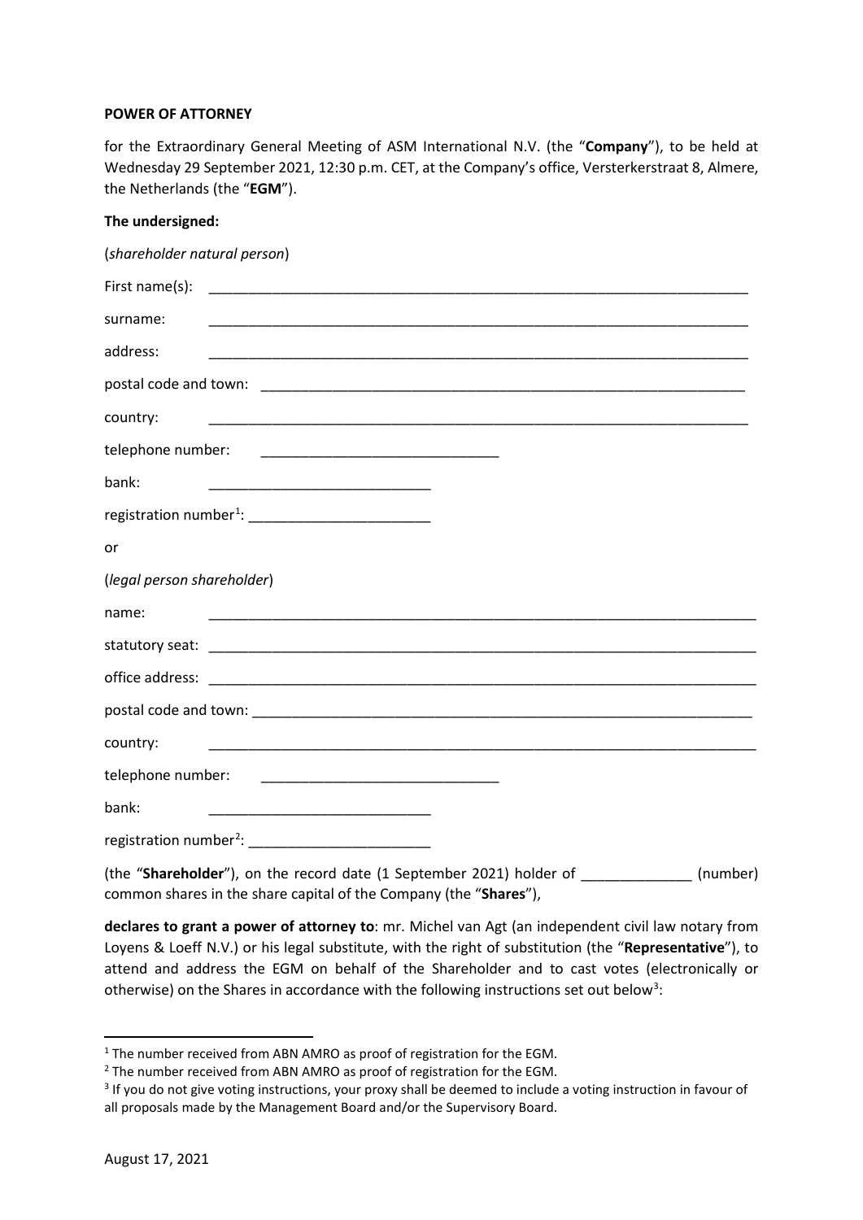**POWER OF ATTORNEY**

for the Extraordinary General Meeting of ASM International N.V. (the "**Company**"), to be held at Wednesday 29 September 2021, 12:30 p.m. CET, at the Company's office, Versterkerstraat 8, Almere, the Netherlands (the "**EGM**").

**The undersigned:**

(*shareholder natural person*)

First name(s): ______________________________________________________________________

surname: ______________________________________________________________________

address: ______________________________________________________________________

postal code and town: _______________________________________________________________

country: ______________________________________________________________________

telephone number: ______________________________

bank: ____________________________

registration number[1]: _______________________

or

(*legal person shareholder*)

name: ______________________________________________________________________

statutory seat: __________________________________________________________________

office address: __________________________________________________________________

postal code and town: _______________________________________________________________

country: ______________________________________________________________________

telephone number: ______________________________

bank: ____________________________

registration number[2]: _______________________

(the "**Shareholder**"), on the record date (1 September 2021) holder of ______________ (number) common shares in the share capital of the Company (the "**Shares**"),

**declares to grant a power of attorney to**: mr. Michel van Agt (an independent civil law notary from Loyens & Loeff N.V.) or his legal substitute, with the right of substitution (the "**Representative**"), to attend and address the EGM on behalf of the Shareholder and to cast votes (electronically or otherwise) on the Shares in accordance with the following instructions set out below[3]:

---

[1] The number received from ABN AMRO as proof of registration for the EGM.

[2] The number received from ABN AMRO as proof of registration for the EGM.

[3] If you do not give voting instructions, your proxy shall be deemed to include a voting instruction in favour of all proposals made by the Management Board and/or the Supervisory Board.

August 17, 2021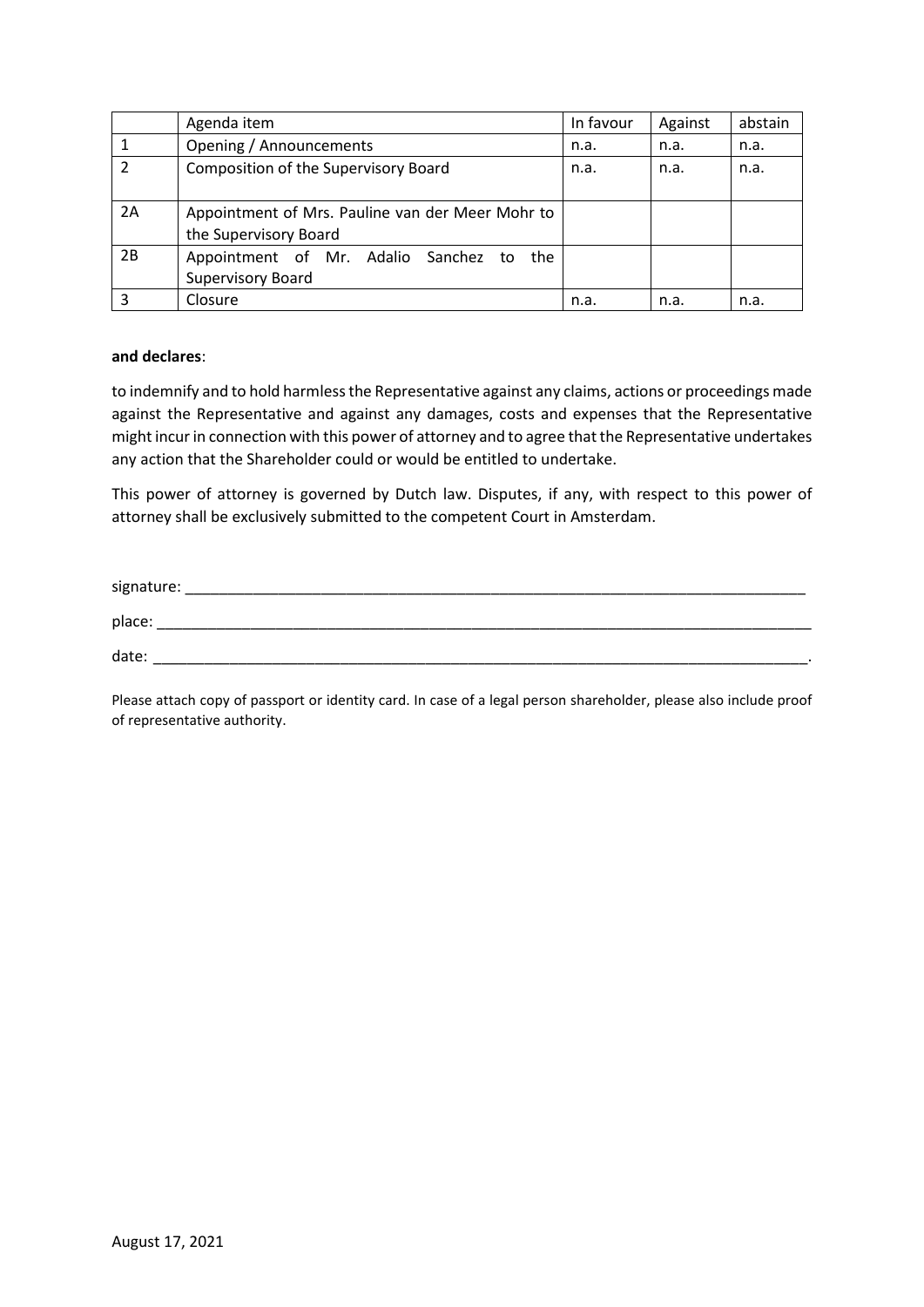| | Agenda item | In favour | Against | abstain |
|---|---|---|---|---|
| 1 | Opening / Announcements | n.a. | n.a. | n.a. |
| 2 | Composition of the Supervisory Board | n.a. | n.a. | n.a. |
| 2A | Appointment of Mrs. Pauline van der Meer Mohr to the Supervisory Board | | | |
| 2B | Appointment of Mr. Adalio Sanchez to the Supervisory Board | | | |
| 3 | Closure | n.a. | n.a. | n.a. |

**and declares**:

to indemnify and to hold harmless the Representative against any claims, actions or proceedings made against the Representative and against any damages, costs and expenses that the Representative might incur in connection with this power of attorney and to agree that the Representative undertakes any action that the Shareholder could or would be entitled to undertake.

This power of attorney is governed by Dutch law. Disputes, if any, with respect to this power of attorney shall be exclusively submitted to the competent Court in Amsterdam.

signature: ___________________________________________________________________________

place: _______________________________________________________________________________

date: _______________________________________________________________________________.

Please attach copy of passport or identity card. In case of a legal person shareholder, please also include proof of representative authority.

August 17, 2021